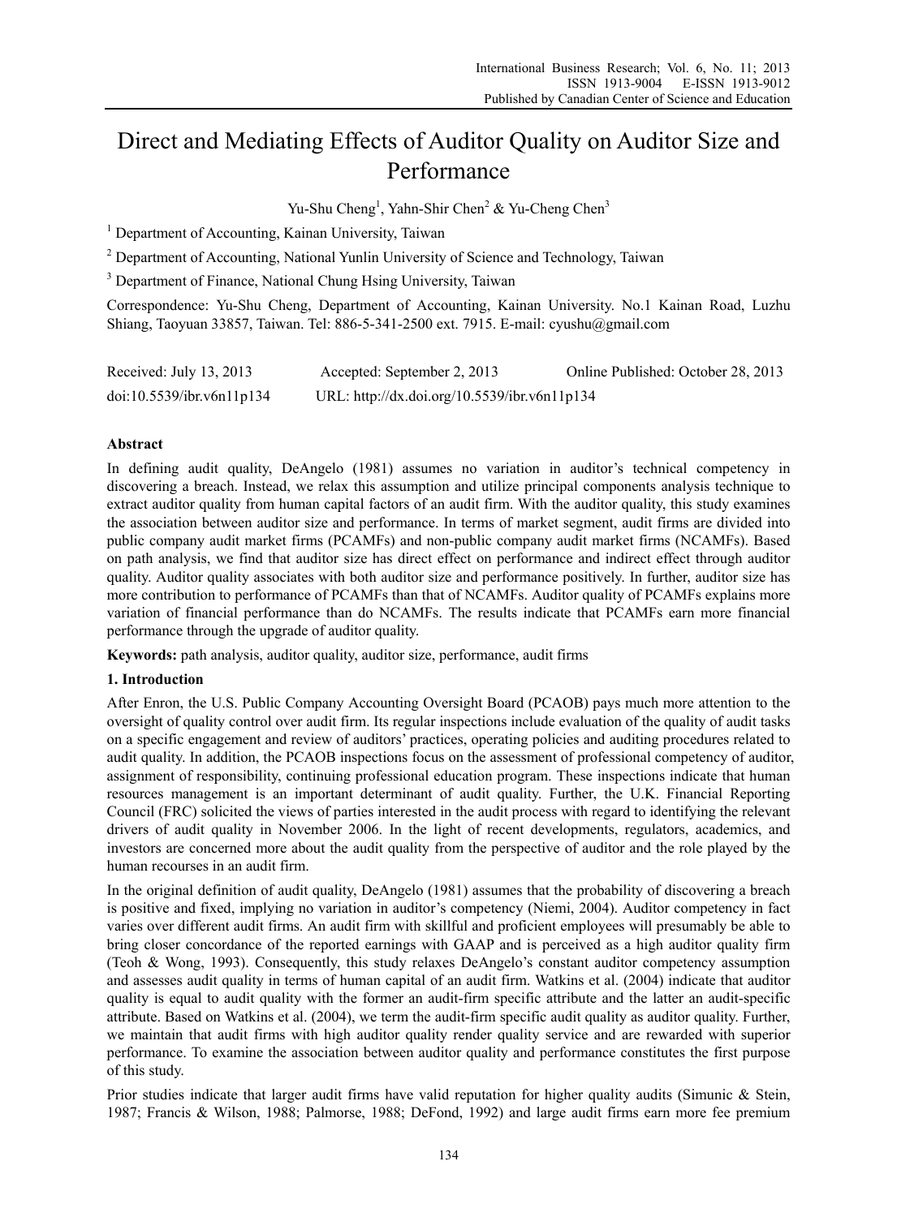# Direct and Mediating Effects of Auditor Quality on Auditor Size and Performance

Yu-Shu Cheng[1], Yahn-Shir Chen[2] & Yu-Cheng Chen[3]

[1] Department of Accounting, Kainan University, Taiwan

[2] Department of Accounting, National Yunlin University of Science and Technology, Taiwan

[3] Department of Finance, National Chung Hsing University, Taiwan

Correspondence: Yu-Shu Cheng, Department of Accounting, Kainan University. No.1 Kainan Road, Luzhu Shiang, Taoyuan 33857, Taiwan. Tel: 886-5-341-2500 ext. 7915. E-mail: cyushu@gmail.com

Received: July 13, 2013 Accepted: September 2, 2013 Online Published: October 28, 2013

doi:10.5539/ibr.v6n11p134 URL: http://dx.doi.org/10.5539/ibr.v6n11p134

## Abstract

In defining audit quality, DeAngelo (1981) assumes no variation in auditor's technical competency in discovering a breach. Instead, we relax this assumption and utilize principal components analysis technique to extract auditor quality from human capital factors of an audit firm. With the auditor quality, this study examines the association between auditor size and performance. In terms of market segment, audit firms are divided into public company audit market firms (PCAMFs) and non-public company audit market firms (NCAMFs). Based on path analysis, we find that auditor size has direct effect on performance and indirect effect through auditor quality. Auditor quality associates with both auditor size and performance positively. In further, auditor size has more contribution to performance of PCAMFs than that of NCAMFs. Auditor quality of PCAMFs explains more variation of financial performance than do NCAMFs. The results indicate that PCAMFs earn more financial performance through the upgrade of auditor quality.

**Keywords:** path analysis, auditor quality, auditor size, performance, audit firms

## 1. Introduction

After Enron, the U.S. Public Company Accounting Oversight Board (PCAOB) pays much more attention to the oversight of quality control over audit firm. Its regular inspections include evaluation of the quality of audit tasks on a specific engagement and review of auditors' practices, operating policies and auditing procedures related to audit quality. In addition, the PCAOB inspections focus on the assessment of professional competency of auditor, assignment of responsibility, continuing professional education program. These inspections indicate that human resources management is an important determinant of audit quality. Further, the U.K. Financial Reporting Council (FRC) solicited the views of parties interested in the audit process with regard to identifying the relevant drivers of audit quality in November 2006. In the light of recent developments, regulators, academics, and investors are concerned more about the audit quality from the perspective of auditor and the role played by the human recourses in an audit firm.

In the original definition of audit quality, DeAngelo (1981) assumes that the probability of discovering a breach is positive and fixed, implying no variation in auditor's competency (Niemi, 2004). Auditor competency in fact varies over different audit firms. An audit firm with skillful and proficient employees will presumably be able to bring closer concordance of the reported earnings with GAAP and is perceived as a high auditor quality firm (Teoh & Wong, 1993). Consequently, this study relaxes DeAngelo's constant auditor competency assumption and assesses audit quality in terms of human capital of an audit firm. Watkins et al. (2004) indicate that auditor quality is equal to audit quality with the former an audit-firm specific attribute and the latter an audit-specific attribute. Based on Watkins et al. (2004), we term the audit-firm specific audit quality as auditor quality. Further, we maintain that audit firms with high auditor quality render quality service and are rewarded with superior performance. To examine the association between auditor quality and performance constitutes the first purpose of this study.

Prior studies indicate that larger audit firms have valid reputation for higher quality audits (Simunic & Stein, 1987; Francis & Wilson, 1988; Palmorse, 1988; DeFond, 1992) and large audit firms earn more fee premium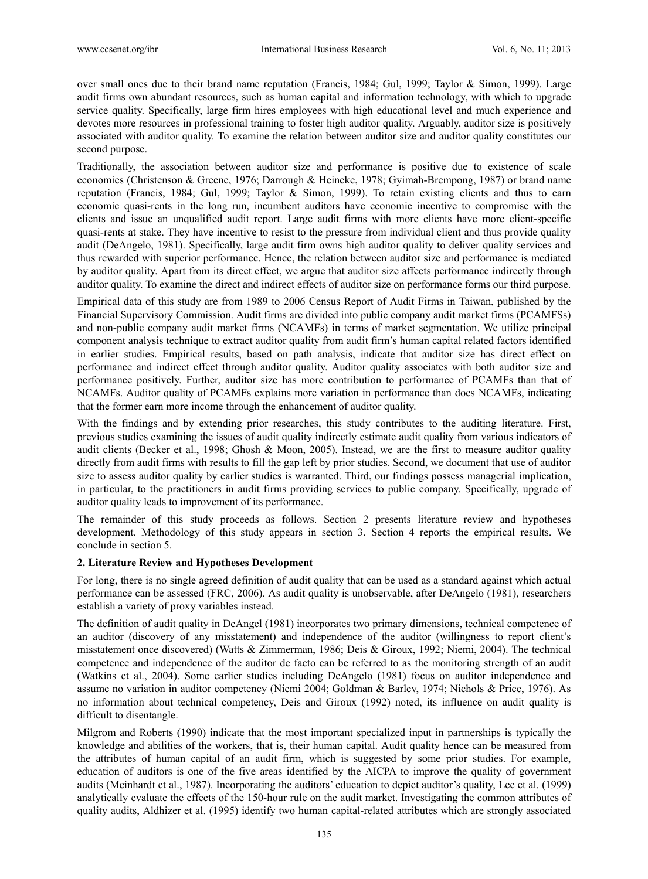over small ones due to their brand name reputation (Francis, 1984; Gul, 1999; Taylor & Simon, 1999). Large audit firms own abundant resources, such as human capital and information technology, with which to upgrade service quality. Specifically, large firm hires employees with high educational level and much experience and devotes more resources in professional training to foster high auditor quality. Arguably, auditor size is positively associated with auditor quality. To examine the relation between auditor size and auditor quality constitutes our second purpose.

Traditionally, the association between auditor size and performance is positive due to existence of scale economies (Christenson & Greene, 1976; Darrough & Heineke, 1978; Gyimah-Brempong, 1987) or brand name reputation (Francis, 1984; Gul, 1999; Taylor & Simon, 1999). To retain existing clients and thus to earn economic quasi-rents in the long run, incumbent auditors have economic incentive to compromise with the clients and issue an unqualified audit report. Large audit firms with more clients have more client-specific quasi-rents at stake. They have incentive to resist to the pressure from individual client and thus provide quality audit (DeAngelo, 1981). Specifically, large audit firm owns high auditor quality to deliver quality services and thus rewarded with superior performance. Hence, the relation between auditor size and performance is mediated by auditor quality. Apart from its direct effect, we argue that auditor size affects performance indirectly through auditor quality. To examine the direct and indirect effects of auditor size on performance forms our third purpose.

Empirical data of this study are from 1989 to 2006 Census Report of Audit Firms in Taiwan, published by the Financial Supervisory Commission. Audit firms are divided into public company audit market firms (PCAMFSs) and non-public company audit market firms (NCAMFs) in terms of market segmentation. We utilize principal component analysis technique to extract auditor quality from audit firm's human capital related factors identified in earlier studies. Empirical results, based on path analysis, indicate that auditor size has direct effect on performance and indirect effect through auditor quality. Auditor quality associates with both auditor size and performance positively. Further, auditor size has more contribution to performance of PCAMFs than that of NCAMFs. Auditor quality of PCAMFs explains more variation in performance than does NCAMFs, indicating that the former earn more income through the enhancement of auditor quality.

With the findings and by extending prior researches, this study contributes to the auditing literature. First, previous studies examining the issues of audit quality indirectly estimate audit quality from various indicators of audit clients (Becker et al., 1998; Ghosh & Moon, 2005). Instead, we are the first to measure auditor quality directly from audit firms with results to fill the gap left by prior studies. Second, we document that use of auditor size to assess auditor quality by earlier studies is warranted. Third, our findings possess managerial implication, in particular, to the practitioners in audit firms providing services to public company. Specifically, upgrade of auditor quality leads to improvement of its performance.

The remainder of this study proceeds as follows. Section 2 presents literature review and hypotheses development. Methodology of this study appears in section 3. Section 4 reports the empirical results. We conclude in section 5.

## 2. Literature Review and Hypotheses Development

For long, there is no single agreed definition of audit quality that can be used as a standard against which actual performance can be assessed (FRC, 2006). As audit quality is unobservable, after DeAngelo (1981), researchers establish a variety of proxy variables instead.

The definition of audit quality in DeAngel (1981) incorporates two primary dimensions, technical competence of an auditor (discovery of any misstatement) and independence of the auditor (willingness to report client's misstatement once discovered) (Watts & Zimmerman, 1986; Deis & Giroux, 1992; Niemi, 2004). The technical competence and independence of the auditor de facto can be referred to as the monitoring strength of an audit (Watkins et al., 2004). Some earlier studies including DeAngelo (1981) focus on auditor independence and assume no variation in auditor competency (Niemi 2004; Goldman & Barlev, 1974; Nichols & Price, 1976). As no information about technical competency, Deis and Giroux (1992) noted, its influence on audit quality is difficult to disentangle.

Milgrom and Roberts (1990) indicate that the most important specialized input in partnerships is typically the knowledge and abilities of the workers, that is, their human capital. Audit quality hence can be measured from the attributes of human capital of an audit firm, which is suggested by some prior studies. For example, education of auditors is one of the five areas identified by the AICPA to improve the quality of government audits (Meinhardt et al., 1987). Incorporating the auditors' education to depict auditor's quality, Lee et al. (1999) analytically evaluate the effects of the 150-hour rule on the audit market. Investigating the common attributes of quality audits, Aldhizer et al. (1995) identify two human capital-related attributes which are strongly associated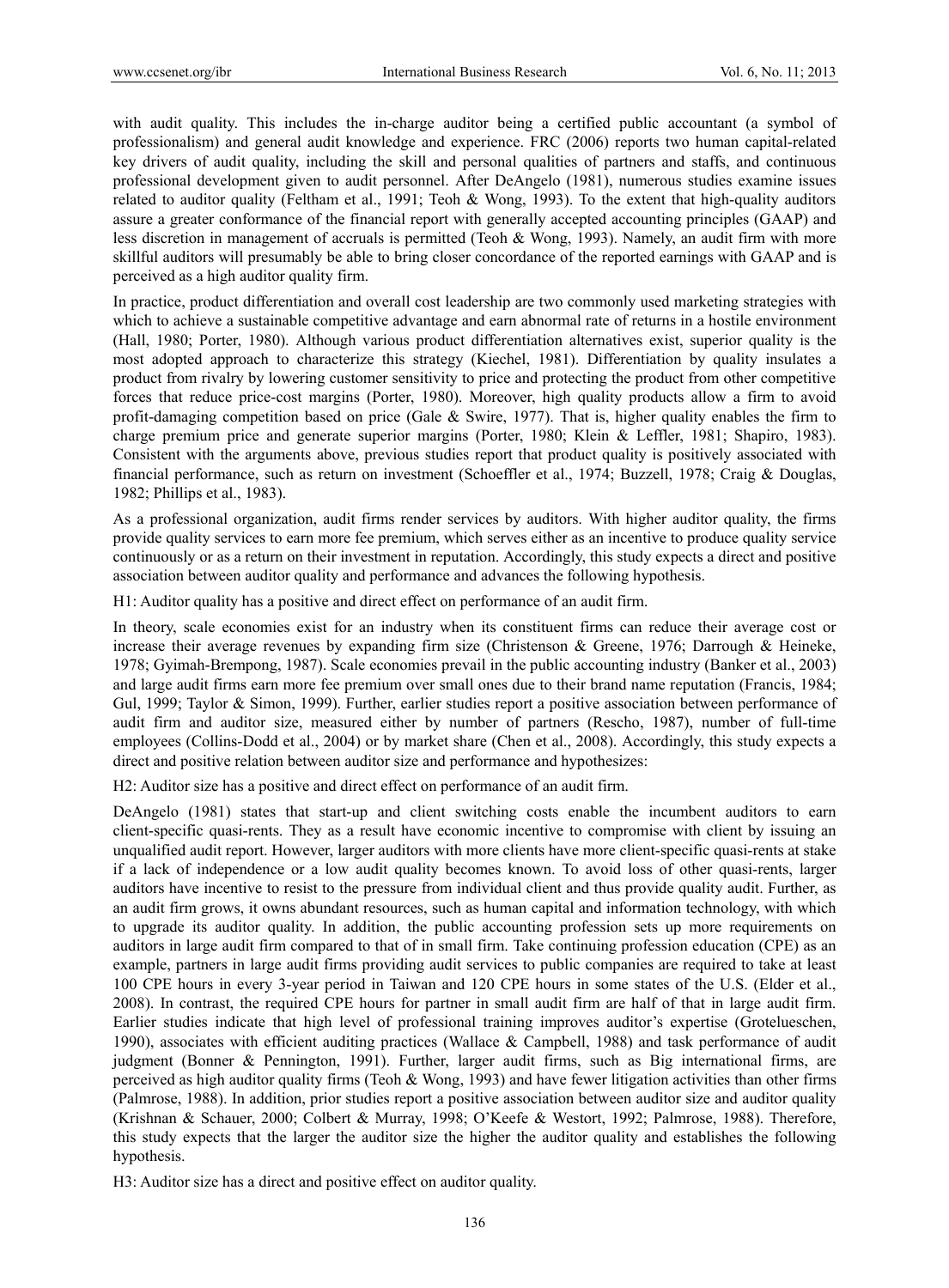with audit quality. This includes the in-charge auditor being a certified public accountant (a symbol of professionalism) and general audit knowledge and experience. FRC (2006) reports two human capital-related key drivers of audit quality, including the skill and personal qualities of partners and staffs, and continuous professional development given to audit personnel. After DeAngelo (1981), numerous studies examine issues related to auditor quality (Feltham et al., 1991; Teoh & Wong, 1993). To the extent that high-quality auditors assure a greater conformance of the financial report with generally accepted accounting principles (GAAP) and less discretion in management of accruals is permitted (Teoh & Wong, 1993). Namely, an audit firm with more skillful auditors will presumably be able to bring closer concordance of the reported earnings with GAAP and is perceived as a high auditor quality firm.

In practice, product differentiation and overall cost leadership are two commonly used marketing strategies with which to achieve a sustainable competitive advantage and earn abnormal rate of returns in a hostile environment (Hall, 1980; Porter, 1980). Although various product differentiation alternatives exist, superior quality is the most adopted approach to characterize this strategy (Kiechel, 1981). Differentiation by quality insulates a product from rivalry by lowering customer sensitivity to price and protecting the product from other competitive forces that reduce price-cost margins (Porter, 1980). Moreover, high quality products allow a firm to avoid profit-damaging competition based on price (Gale & Swire, 1977). That is, higher quality enables the firm to charge premium price and generate superior margins (Porter, 1980; Klein & Leffler, 1981; Shapiro, 1983). Consistent with the arguments above, previous studies report that product quality is positively associated with financial performance, such as return on investment (Schoeffler et al., 1974; Buzzell, 1978; Craig & Douglas, 1982; Phillips et al., 1983).

As a professional organization, audit firms render services by auditors. With higher auditor quality, the firms provide quality services to earn more fee premium, which serves either as an incentive to produce quality service continuously or as a return on their investment in reputation. Accordingly, this study expects a direct and positive association between auditor quality and performance and advances the following hypothesis.

H1: Auditor quality has a positive and direct effect on performance of an audit firm.

In theory, scale economies exist for an industry when its constituent firms can reduce their average cost or increase their average revenues by expanding firm size (Christenson & Greene, 1976; Darrough & Heineke, 1978; Gyimah-Brempong, 1987). Scale economies prevail in the public accounting industry (Banker et al., 2003) and large audit firms earn more fee premium over small ones due to their brand name reputation (Francis, 1984; Gul, 1999; Taylor & Simon, 1999). Further, earlier studies report a positive association between performance of audit firm and auditor size, measured either by number of partners (Rescho, 1987), number of full-time employees (Collins-Dodd et al., 2004) or by market share (Chen et al., 2008). Accordingly, this study expects a direct and positive relation between auditor size and performance and hypothesizes:

H2: Auditor size has a positive and direct effect on performance of an audit firm.

DeAngelo (1981) states that start-up and client switching costs enable the incumbent auditors to earn client-specific quasi-rents. They as a result have economic incentive to compromise with client by issuing an unqualified audit report. However, larger auditors with more clients have more client-specific quasi-rents at stake if a lack of independence or a low audit quality becomes known. To avoid loss of other quasi-rents, larger auditors have incentive to resist to the pressure from individual client and thus provide quality audit. Further, as an audit firm grows, it owns abundant resources, such as human capital and information technology, with which to upgrade its auditor quality. In addition, the public accounting profession sets up more requirements on auditors in large audit firm compared to that of in small firm. Take continuing profession education (CPE) as an example, partners in large audit firms providing audit services to public companies are required to take at least 100 CPE hours in every 3-year period in Taiwan and 120 CPE hours in some states of the U.S. (Elder et al., 2008). In contrast, the required CPE hours for partner in small audit firm are half of that in large audit firm. Earlier studies indicate that high level of professional training improves auditor's expertise (Grotelueschen, 1990), associates with efficient auditing practices (Wallace & Campbell, 1988) and task performance of audit judgment (Bonner & Pennington, 1991). Further, larger audit firms, such as Big international firms, are perceived as high auditor quality firms (Teoh & Wong, 1993) and have fewer litigation activities than other firms (Palmrose, 1988). In addition, prior studies report a positive association between auditor size and auditor quality (Krishnan & Schauer, 2000; Colbert & Murray, 1998; O'Keefe & Westort, 1992; Palmrose, 1988). Therefore, this study expects that the larger the auditor size the higher the auditor quality and establishes the following hypothesis.

H3: Auditor size has a direct and positive effect on auditor quality.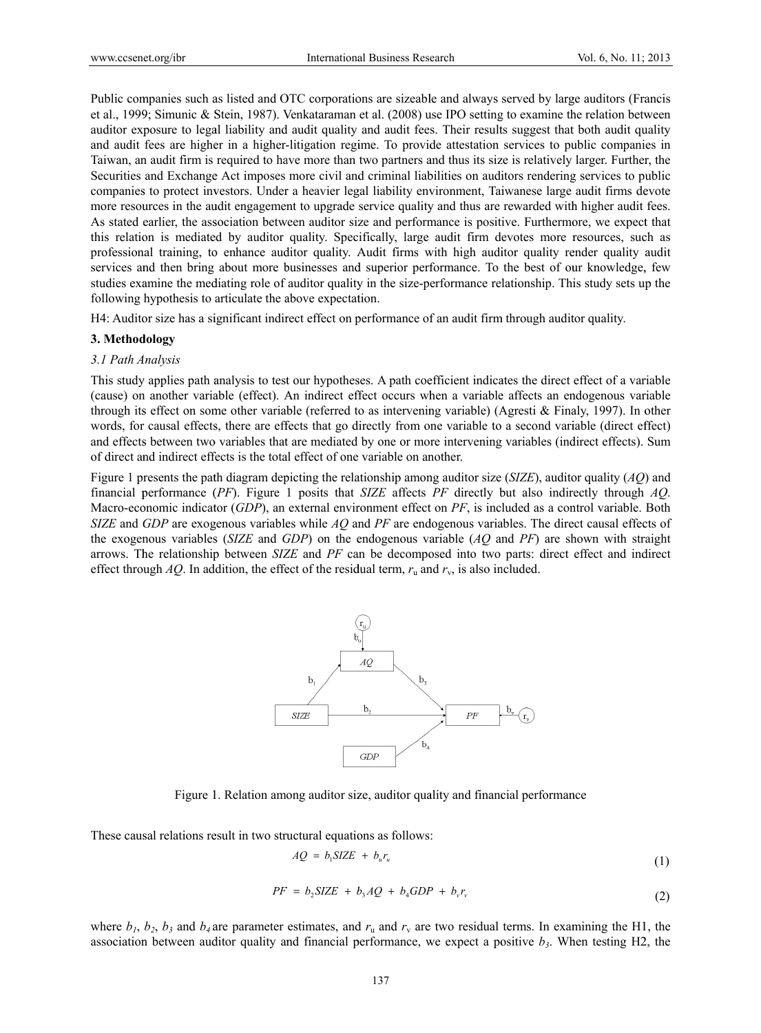Public companies such as listed and OTC corporations are sizeable and always served by large auditors (Francis et al., 1999; Simunic & Stein, 1987). Venkataraman et al. (2008) use IPO setting to examine the relation between auditor exposure to legal liability and audit quality and audit fees. Their results suggest that both audit quality and audit fees are higher in a higher-litigation regime. To provide attestation services to public companies in Taiwan, an audit firm is required to have more than two partners and thus its size is relatively larger. Further, the Securities and Exchange Act imposes more civil and criminal liabilities on auditors rendering services to public companies to protect investors. Under a heavier legal liability environment, Taiwanese large audit firms devote more resources in the audit engagement to upgrade service quality and thus are rewarded with higher audit fees. As stated earlier, the association between auditor size and performance is positive. Furthermore, we expect that this relation is mediated by auditor quality. Specifically, large audit firm devotes more resources, such as professional training, to enhance auditor quality. Audit firms with high auditor quality render quality audit services and then bring about more businesses and superior performance. To the best of our knowledge, few studies examine the mediating role of auditor quality in the size-performance relationship. This study sets up the following hypothesis to articulate the above expectation.

H4: Auditor size has a significant indirect effect on performance of an audit firm through auditor quality.

## 3. Methodology

### *3.1 Path Analysis*

This study applies path analysis to test our hypotheses. A path coefficient indicates the direct effect of a variable (cause) on another variable (effect). An indirect effect occurs when a variable affects an endogenous variable through its effect on some other variable (referred to as intervening variable) (Agresti & Finaly, 1997). In other words, for causal effects, there are effects that go directly from one variable to a second variable (direct effect) and effects between two variables that are mediated by one or more intervening variables (indirect effects). Sum of direct and indirect effects is the total effect of one variable on another.

Figure 1 presents the path diagram depicting the relationship among auditor size (*SIZE*), auditor quality (*AQ*) and financial performance (*PF*). Figure 1 posits that *SIZE* affects *PF* directly but also indirectly through *AQ*. Macro-economic indicator (*GDP*), an external environment effect on *PF*, is included as a control variable. Both *SIZE* and *GDP* are exogenous variables while *AQ* and *PF* are endogenous variables. The direct causal effects of the exogenous variables (*SIZE* and *GDP*) on the endogenous variable (*AQ* and *PF*) are shown with straight arrows. The relationship between *SIZE* and *PF* can be decomposed into two parts: direct effect and indirect effect through *AQ*. In addition, the effect of the residual term, $r_u$ and $r_v$, is also included.

Figure 1. Relation among auditor size, auditor quality and financial performance

These causal relations result in two structural equations as follows:

$$AQ = b_1 SIZE + b_u r_u \tag{1}$$

$$PF = b_2 SIZE + b_3 AQ + b_4 GDP + b_v r_v \tag{2}$$

where $b_1$, $b_2$, $b_3$ and $b_4$ are parameter estimates, and $r_u$ and $r_v$ are two residual terms. In examining the H1, the association between auditor quality and financial performance, we expect a positive $b_3$. When testing H2, the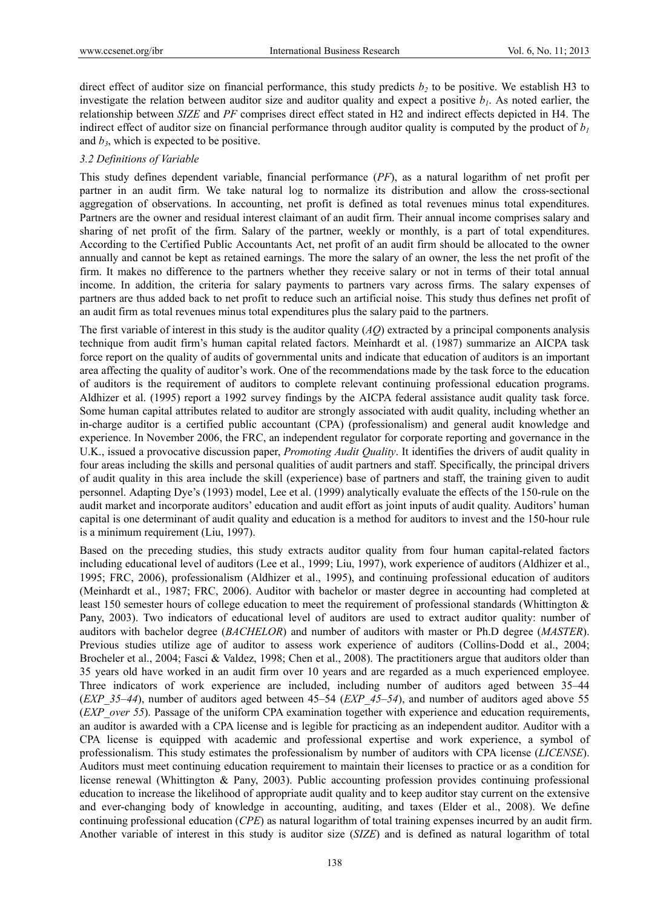direct effect of auditor size on financial performance, this study predicts $b_2$ to be positive. We establish H3 to investigate the relation between auditor size and auditor quality and expect a positive $b_1$. As noted earlier, the relationship between *SIZE* and *PF* comprises direct effect stated in H2 and indirect effects depicted in H4. The indirect effect of auditor size on financial performance through auditor quality is computed by the product of $b_1$ and $b_3$, which is expected to be positive.

### *3.2 Definitions of Variable*

This study defines dependent variable, financial performance (*PF*), as a natural logarithm of net profit per partner in an audit firm. We take natural log to normalize its distribution and allow the cross-sectional aggregation of observations. In accounting, net profit is defined as total revenues minus total expenditures. Partners are the owner and residual interest claimant of an audit firm. Their annual income comprises salary and sharing of net profit of the firm. Salary of the partner, weekly or monthly, is a part of total expenditures. According to the Certified Public Accountants Act, net profit of an audit firm should be allocated to the owner annually and cannot be kept as retained earnings. The more the salary of an owner, the less the net profit of the firm. It makes no difference to the partners whether they receive salary or not in terms of their total annual income. In addition, the criteria for salary payments to partners vary across firms. The salary expenses of partners are thus added back to net profit to reduce such an artificial noise. This study thus defines net profit of an audit firm as total revenues minus total expenditures plus the salary paid to the partners.

The first variable of interest in this study is the auditor quality (*AQ*) extracted by a principal components analysis technique from audit firm's human capital related factors. Meinhardt et al. (1987) summarize an AICPA task force report on the quality of audits of governmental units and indicate that education of auditors is an important area affecting the quality of auditor's work. One of the recommendations made by the task force to the education of auditors is the requirement of auditors to complete relevant continuing professional education programs. Aldhizer et al. (1995) report a 1992 survey findings by the AICPA federal assistance audit quality task force. Some human capital attributes related to auditor are strongly associated with audit quality, including whether an in-charge auditor is a certified public accountant (CPA) (professionalism) and general audit knowledge and experience. In November 2006, the FRC, an independent regulator for corporate reporting and governance in the U.K., issued a provocative discussion paper, *Promoting Audit Quality*. It identifies the drivers of audit quality in four areas including the skills and personal qualities of audit partners and staff. Specifically, the principal drivers of audit quality in this area include the skill (experience) base of partners and staff, the training given to audit personnel. Adapting Dye's (1993) model, Lee et al. (1999) analytically evaluate the effects of the 150-rule on the audit market and incorporate auditors' education and audit effort as joint inputs of audit quality. Auditors' human capital is one determinant of audit quality and education is a method for auditors to invest and the 150-hour rule is a minimum requirement (Liu, 1997).

Based on the preceding studies, this study extracts auditor quality from four human capital-related factors including educational level of auditors (Lee et al., 1999; Liu, 1997), work experience of auditors (Aldhizer et al., 1995; FRC, 2006), professionalism (Aldhizer et al., 1995), and continuing professional education of auditors (Meinhardt et al., 1987; FRC, 2006). Auditor with bachelor or master degree in accounting had completed at least 150 semester hours of college education to meet the requirement of professional standards (Whittington & Pany, 2003). Two indicators of educational level of auditors are used to extract auditor quality: number of auditors with bachelor degree (*BACHELOR*) and number of auditors with master or Ph.D degree (*MASTER*). Previous studies utilize age of auditor to assess work experience of auditors (Collins-Dodd et al., 2004; Brocheler et al., 2004; Fasci & Valdez, 1998; Chen et al., 2008). The practitioners argue that auditors older than 35 years old have worked in an audit firm over 10 years and are regarded as a much experienced employee. Three indicators of work experience are included, including number of auditors aged between 35–44 (*EXP_35–44*), number of auditors aged between 45–54 (*EXP_45–54*), and number of auditors aged above 55 (*EXP_over 55*). Passage of the uniform CPA examination together with experience and education requirements, an auditor is awarded with a CPA license and is legible for practicing as an independent auditor. Auditor with a CPA license is equipped with academic and professional expertise and work experience, a symbol of professionalism. This study estimates the professionalism by number of auditors with CPA license (*LICENSE*). Auditors must meet continuing education requirement to maintain their licenses to practice or as a condition for license renewal (Whittington & Pany, 2003). Public accounting profession provides continuing professional education to increase the likelihood of appropriate audit quality and to keep auditor stay current on the extensive and ever-changing body of knowledge in accounting, auditing, and taxes (Elder et al., 2008). We define continuing professional education (*CPE*) as natural logarithm of total training expenses incurred by an audit firm. Another variable of interest in this study is auditor size (*SIZE*) and is defined as natural logarithm of total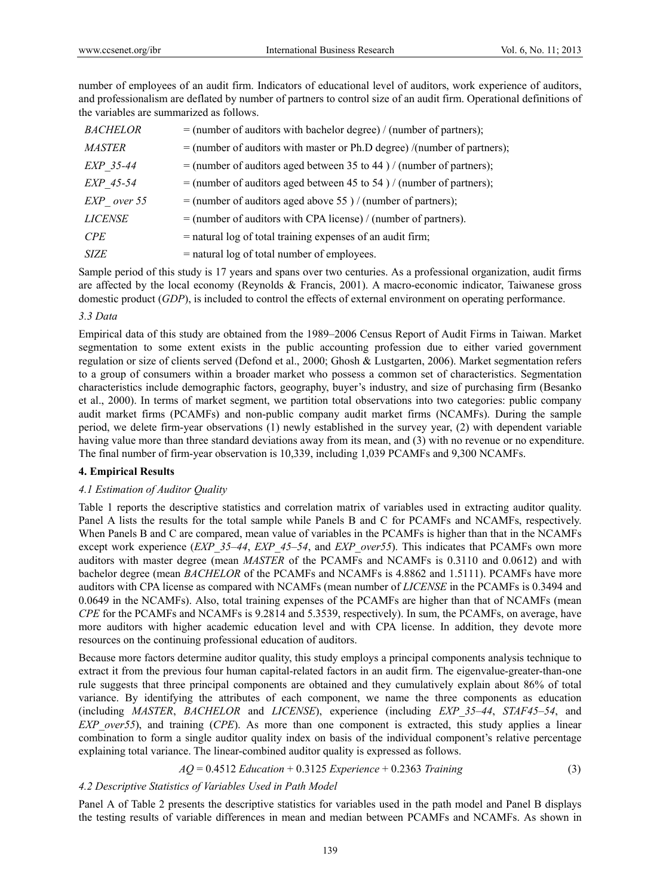number of employees of an audit firm. Indicators of educational level of auditors, work experience of auditors, and professionalism are deflated by number of partners to control size of an audit firm. Operational definitions of the variables are summarized as follows.

| | |
|---|---|
| *BACHELOR* | = (number of auditors with bachelor degree) / (number of partners); |
| *MASTER* | = (number of auditors with master or Ph.D degree) /(number of partners); |
| *EXP_35-44* | = (number of auditors aged between 35 to 44 ) / (number of partners); |
| *EXP_45-54* | = (number of auditors aged between 45 to 54 ) / (number of partners); |
| *EXP_ over 55* | = (number of auditors aged above 55 ) / (number of partners); |
| *LICENSE* | = (number of auditors with CPA license) / (number of partners). |
| *CPE* | = natural log of total training expenses of an audit firm; |
| *SIZE* | = natural log of total number of employees. |

Sample period of this study is 17 years and spans over two centuries. As a professional organization, audit firms are affected by the local economy (Reynolds & Francis, 2001). A macro-economic indicator, Taiwanese gross domestic product (*GDP*), is included to control the effects of external environment on operating performance.

### 3.3 Data

Empirical data of this study are obtained from the 1989–2006 Census Report of Audit Firms in Taiwan. Market segmentation to some extent exists in the public accounting profession due to either varied government regulation or size of clients served (Defond et al., 2000; Ghosh & Lustgarten, 2006). Market segmentation refers to a group of consumers within a broader market who possess a common set of characteristics. Segmentation characteristics include demographic factors, geography, buyer's industry, and size of purchasing firm (Besanko et al., 2000). In terms of market segment, we partition total observations into two categories: public company audit market firms (PCAMFs) and non-public company audit market firms (NCAMFs). During the sample period, we delete firm-year observations (1) newly established in the survey year, (2) with dependent variable having value more than three standard deviations away from its mean, and (3) with no revenue or no expenditure. The final number of firm-year observation is 10,339, including 1,039 PCAMFs and 9,300 NCAMFs.

## 4. Empirical Results

### 4.1 Estimation of Auditor Quality

Table 1 reports the descriptive statistics and correlation matrix of variables used in extracting auditor quality. Panel A lists the results for the total sample while Panels B and C for PCAMFs and NCAMFs, respectively. When Panels B and C are compared, mean value of variables in the PCAMFs is higher than that in the NCAMFs except work experience (*EXP_35–44*, *EXP_45–54*, and *EXP_over55*). This indicates that PCAMFs own more auditors with master degree (mean *MASTER* of the PCAMFs and NCAMFs is 0.3110 and 0.0612) and with bachelor degree (mean *BACHELOR* of the PCAMFs and NCAMFs is 4.8862 and 1.5111). PCAMFs have more auditors with CPA license as compared with NCAMFs (mean number of *LICENSE* in the PCAMFs is 0.3494 and 0.0649 in the NCAMFs). Also, total training expenses of the PCAMFs are higher than that of NCAMFs (mean *CPE* for the PCAMFs and NCAMFs is 9.2814 and 5.3539, respectively). In sum, the PCAMFs, on average, have more auditors with higher academic education level and with CPA license. In addition, they devote more resources on the continuing professional education of auditors.

Because more factors determine auditor quality, this study employs a principal components analysis technique to extract it from the previous four human capital-related factors in an audit firm. The eigenvalue-greater-than-one rule suggests that three principal components are obtained and they cumulatively explain about 86% of total variance. By identifying the attributes of each component, we name the three components as education (including *MASTER*, *BACHELOR* and *LICENSE*), experience (including *EXP_35–44*, *STAF45–54*, and *EXP_over55*), and training (*CPE*). As more than one component is extracted, this study applies a linear combination to form a single auditor quality index on basis of the individual component's relative percentage explaining total variance. The linear-combined auditor quality is expressed as follows.

$$AQ = 0.4512\ Education + 0.3125\ Experience + 0.2363\ Training \tag{3}$$

### 4.2 Descriptive Statistics of Variables Used in Path Model

Panel A of Table 2 presents the descriptive statistics for variables used in the path model and Panel B displays the testing results of variable differences in mean and median between PCAMFs and NCAMFs. As shown in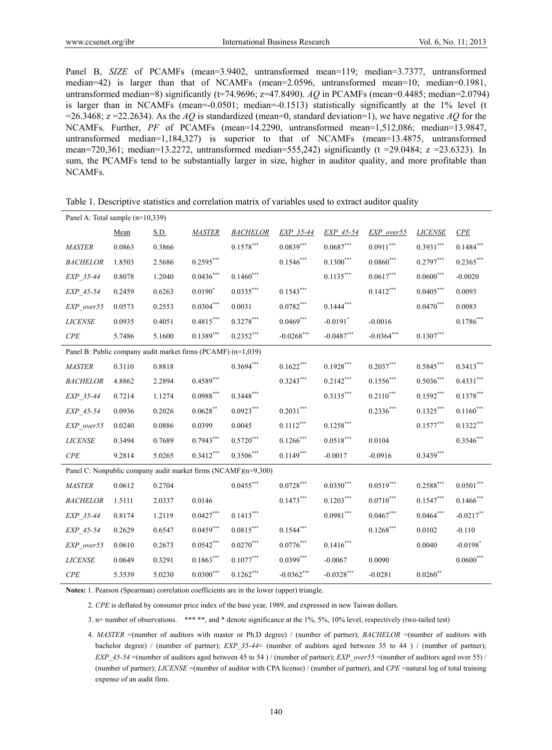Panel B, *SIZE* of PCAMFs (mean=3.9402, untransformed mean=119; median=3.7377, untransformed median=42) is larger than that of NCAMFs (mean=2.0596, untransformed mean=10; median=0.1981, untransformed median=8) significantly (t=74.9696; z=47.8490). *AQ* in PCAMFs (mean=0.4485; median=2.0794) is larger than in NCAMFs (mean=-0.0501; median=-0.1513) statistically significantly at the 1% level (t =26.3468; z =22.2634). As the *AQ* is standardized (mean=0, standard deviation=1), we have negative *AQ* for the NCAMFs. Further, *PF* of PCAMFs (mean=14.2290, untransformed mean=1,512,086; median=13.9847, untransformed median=1,184,327) is superior to that of NCAMFs (mean=13.4875, untransformed mean=720,361; median=13.2272, untransformed median=555,242) significantly (t =29.0484; z =23.6323). In sum, the PCAMFs tend to be substantially larger in size, higher in auditor quality, and more profitable than NCAMFs.

Table 1. Descriptive statistics and correlation matrix of variables used to extract auditor quality

| Panel A: Total sample (n=10,339) | | | | | | | | | |
|---|---|---|---|---|---|---|---|---|---|
| | Mean | S.D. | *MASTER* | *BACHELOR* | *EXP_35-44* | *EXP_45-54* | *EXP_over55* | *LICENSE* | *CPE* |
| *MASTER* | 0.0863 | 0.3866 | | 0.1578*** | 0.0839*** | 0.0687*** | 0.0911*** | 0.3931*** | 0.1484*** |
| *BACHELOR* | 1.8503 | 2.5686 | 0.2595*** | | 0.1546*** | 0.1300*** | 0.0860*** | 0.2797*** | 0.2365*** |
| *EXP_35-44* | 0.8078 | 1.2040 | 0.0436*** | 0.1460*** | | 0.1135*** | 0.0617*** | 0.0600*** | -0.0020 |
| *EXP_45-54* | 0.2459 | 0.6263 | 0.0190* | 0.0335*** | 0.1543*** | | 0.1412*** | 0.0405*** | 0.0093 |
| *EXP_over55* | 0.0573 | 0.2553 | 0.0304*** | 0.0031 | 0.0782*** | 0.1444*** | | 0.0470*** | 0.0083 |
| *LICENSE* | 0.0935 | 0.4051 | 0.4815*** | 0.3278*** | 0.0469*** | -0.0191* | -0.0016 | | 0.1786*** |
| *CPE* | 5.7486 | 5.1600 | 0.1389*** | 0.2352*** | -0.0268*** | -0.0487*** | -0.0364*** | 0.1307*** | |
| Panel B: Public company audit market firms (PCAMF) (n=1,039) | | | | | | | | | |
| *MASTER* | 0.3110 | 0.8818 | | 0.3694*** | 0.1622*** | 0.1928*** | 0.2037*** | 0.5845*** | 0.3413*** |
| *BACHELOR* | 4.8862 | 2.2894 | 0.4589*** | | 0.3243*** | 0.2142*** | 0.1556*** | 0.5036*** | 0.4331*** |
| *EXP_35-44* | 0.7214 | 1.1274 | 0.0988*** | 0.3448*** | | 0.3135*** | 0.2110*** | 0.1592*** | 0.1378*** |
| *EXP_45-54* | 0.0936 | 0.2026 | 0.0628** | 0.0923*** | 0.2031*** | | 0.2336*** | 0.1325*** | 0.1160*** |
| *EXP_over55* | 0.0240 | 0.0886 | 0.0399 | 0.0045 | 0.1112*** | 0.1258*** | | 0.1577*** | 0.1322*** |
| *LICENSE* | 0.3494 | 0.7689 | 0.7943*** | 0.5720*** | 0.1266*** | 0.0518*** | 0.0104 | | 0.3546*** |
| *CPE* | 9.2814 | 5.0265 | 0.3412*** | 0.3506*** | 0.1149*** | -0.0017 | -0.0916 | 0.3439*** | |
| Panel C: Nonpublic company audit market firms (NCAMF)(n=9,300) | | | | | | | | | |
| *MASTER* | 0.0612 | 0.2704 | | 0.0455*** | 0.0728*** | 0.0350*** | 0.0519*** | 0.2588*** | 0.0501*** |
| *BACHELOR* | 1.5111 | 2.0337 | 0.0146 | | 0.1473*** | 0.1203*** | 0.0710*** | 0.1547*** | 0.1466*** |
| *EXP_35-44* | 0.8174 | 1.2119 | 0.0427*** | 0.1413*** | | 0.0981*** | 0.0467*** | 0.0464*** | -0.0217** |
| *EXP_45-54* | 0.2629 | 0.6547 | 0.0459*** | 0.0815*** | 0.1544*** | | 0.1268*** | 0.0102 | -0.110 |
| *EXP_over55* | 0.0610 | 0.2673 | 0.0542*** | 0.0270*** | 0.0776*** | 0.1416*** | | 0.0040 | -0.0198* |
| *LICENSE* | 0.0649 | 0.3291 | 0.1863*** | 0.1077*** | 0.0399*** | -0.0067 | 0.0090 | | 0.0600*** |
| *CPE* | 5.3539 | 5.0230 | 0.0300*** | 0.1262*** | -0.0362*** | -0.0328*** | -0.0281 | 0.0260** | |

**Notes:** 1. Pearson (Spearman) correlation coefficients are in the lower (upper) triangle.

2. *CPE* is deflated by consumer price index of the base year, 1989, and expressed in new Taiwan dollars.

3. n= number of observations. *** **, and * denote significance at the 1%, 5%, 10% level, respectively (two-tailed test)

4. *MASTER* =(number of auditors with master or Ph.D degree) / (number of partner); *BACHELOR* =(number of auditors with bachelor degree) / (number of partner); *EXP_35-44*= (number of auditors aged between 35 to 44 ) / (number of partner); *EXP_45-54* =(number of auditors aged between 45 to 54 ) / (number of partner); *EXP_over55* =(number of auditors aged over 55) / (number of partner); *LICENSE* =(number of auditor with CPA license) / (number of partner), and *CPE* =natural log of total training expense of an audit firm.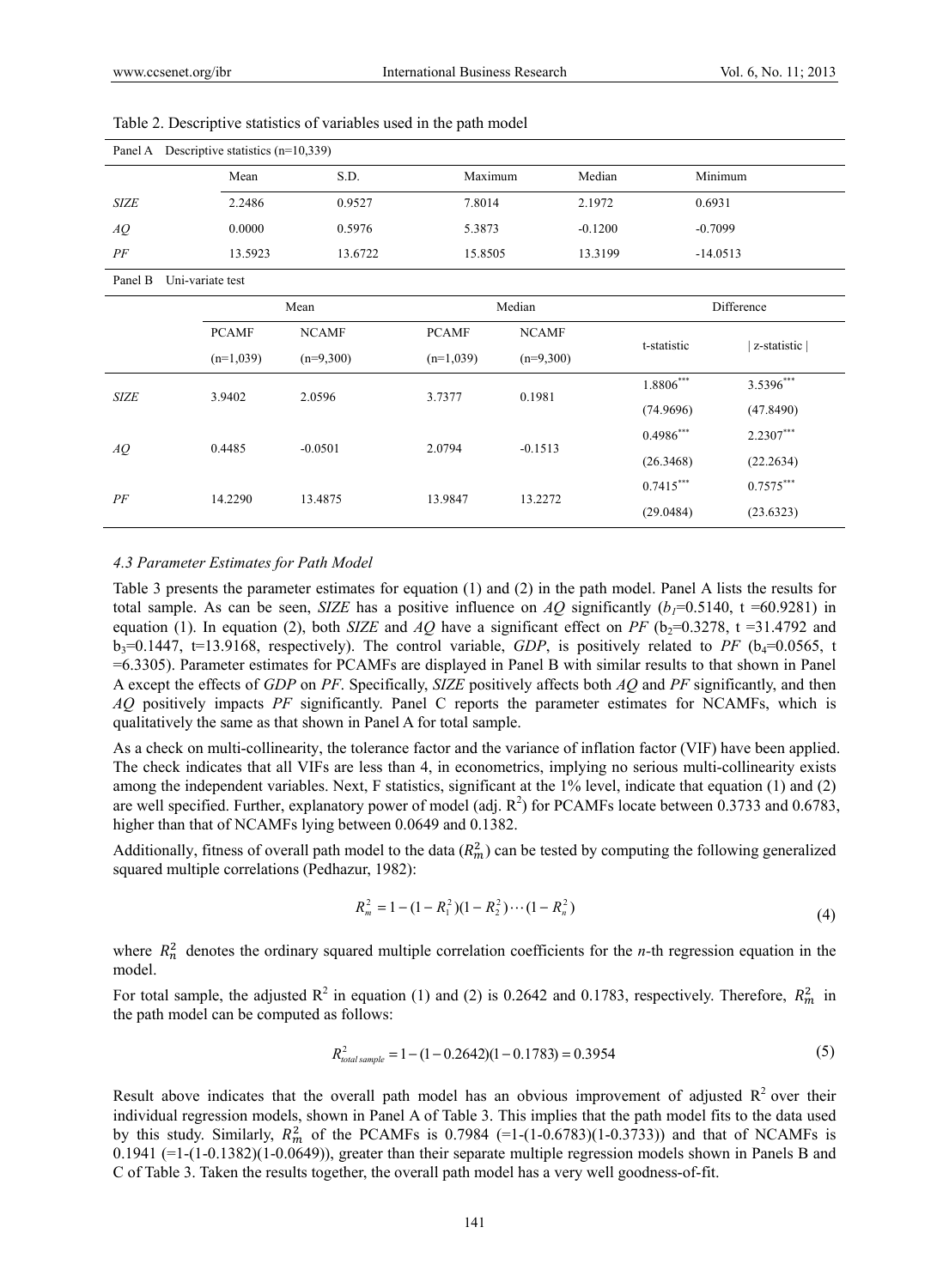Table 2. Descriptive statistics of variables used in the path model

Panel A Descriptive statistics (n=10,339)

| | Mean | S.D. | Maximum | Median | Minimum |
|---|---|---|---|---|---|
| *SIZE* | 2.2486 | 0.9527 | 7.8014 | 2.1972 | 0.6931 |
| *AQ* | 0.0000 | 0.5976 | 5.3873 | -0.1200 | -0.7099 |
| *PF* | 13.5923 | 13.6722 | 15.8505 | 13.3199 | -14.0513 |

Panel B Uni-variate test

| | Mean | | Median | | Difference | |
|---|---|---|---|---|---|---|
| | PCAMF (n=1,039) | NCAMF (n=9,300) | PCAMF (n=1,039) | NCAMF (n=9,300) | t-statistic | \| z-statistic \| |
| *SIZE* | 3.9402 | 2.0596 | 3.7377 | 0.1981 | $1.8806^{***}$ (74.9696) | $3.5396^{***}$ (47.8490) |
| *AQ* | 0.4485 | -0.0501 | 2.0794 | -0.1513 | $0.4986^{***}$ (26.3468) | $2.2307^{***}$ (22.2634) |
| *PF* | 14.2290 | 13.4875 | 13.9847 | 13.2272 | $0.7415^{***}$ (29.0484) | $0.7575^{***}$ (23.6323) |

### 4.3 Parameter Estimates for Path Model

Table 3 presents the parameter estimates for equation (1) and (2) in the path model. Panel A lists the results for total sample. As can be seen, *SIZE* has a positive influence on *AQ* significantly ($b_1$=0.5140, t =60.9281) in equation (1). In equation (2), both *SIZE* and *AQ* have a significant effect on *PF* ($b_2$=0.3278, t =31.4792 and $b_3$=0.1447, t=13.9168, respectively). The control variable, *GDP*, is positively related to *PF* ($b_4$=0.0565, t =6.3305). Parameter estimates for PCAMFs are displayed in Panel B with similar results to that shown in Panel A except the effects of *GDP* on *PF*. Specifically, *SIZE* positively affects both *AQ* and *PF* significantly, and then *AQ* positively impacts *PF* significantly. Panel C reports the parameter estimates for NCAMFs, which is qualitatively the same as that shown in Panel A for total sample.

As a check on multi-collinearity, the tolerance factor and the variance of inflation factor (VIF) have been applied. The check indicates that all VIFs are less than 4, in econometrics, implying no serious multi-collinearity exists among the independent variables. Next, F statistics, significant at the 1% level, indicate that equation (1) and (2) are well specified. Further, explanatory power of model (adj. $R^2$) for PCAMFs locate between 0.3733 and 0.6783, higher than that of NCAMFs lying between 0.0649 and 0.1382.

Additionally, fitness of overall path model to the data ($R_m^2$) can be tested by computing the following generalized squared multiple correlations (Pedhazur, 1982):

$$R_m^2 = 1-(1-R_1^2)(1-R_2^2)\cdots(1-R_n^2) \tag{4}$$

where $R_n^2$ denotes the ordinary squared multiple correlation coefficients for the *n*-th regression equation in the model.

For total sample, the adjusted $R^2$ in equation (1) and (2) is 0.2642 and 0.1783, respectively. Therefore, $R_m^2$ in the path model can be computed as follows:

$$R_{total\ sample}^2 = 1-(1-0.2642)(1-0.1783) = 0.3954 \tag{5}$$

Result above indicates that the overall path model has an obvious improvement of adjusted $R^2$ over their individual regression models, shown in Panel A of Table 3. This implies that the path model fits to the data used by this study. Similarly, $R_m^2$ of the PCAMFs is 0.7984 (=1-(1-0.6783)(1-0.3733)) and that of NCAMFs is 0.1941 (=1-(1-0.1382)(1-0.0649)), greater than their separate multiple regression models shown in Panels B and C of Table 3. Taken the results together, the overall path model has a very well goodness-of-fit.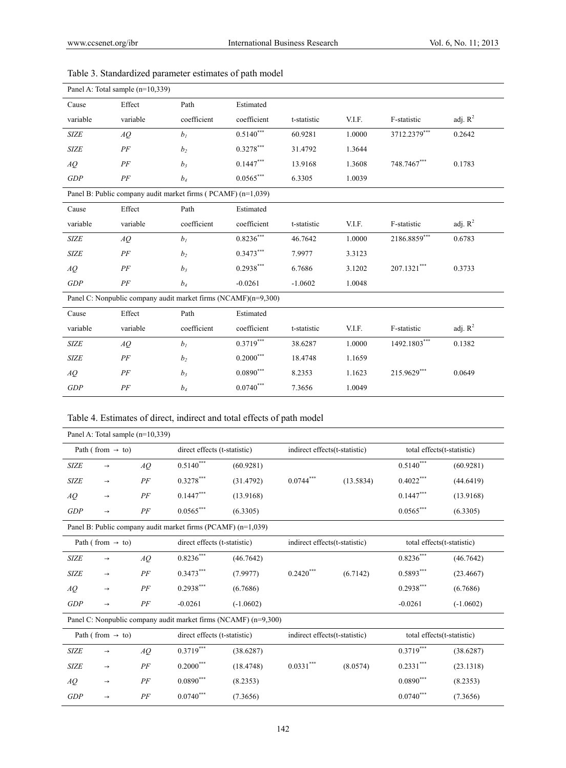Table 3. Standardized parameter estimates of path model

| Cause variable | Effect variable | Path coefficient | Estimated coefficient | t-statistic | V.I.F. | F-statistic | adj. $R^2$ |
|---|---|---|---|---|---|---|---|
| **Panel A: Total sample (n=10,339)** | | | | | | | |
| *SIZE* | *AQ* | $b_1$ | $0.5140^{***}$ | 60.9281 | 1.0000 | $3712.2379^{***}$ | 0.2642 |
| *SIZE* | *PF* | $b_2$ | $0.3278^{***}$ | 31.4792 | 1.3644 | | |
| *AQ* | *PF* | $b_3$ | $0.1447^{***}$ | 13.9168 | 1.3608 | $748.7467^{***}$ | 0.1783 |
| *GDP* | *PF* | $b_4$ | $0.0565^{***}$ | 6.3305 | 1.0039 | | |
| **Panel B: Public company audit market firms ( PCAMF) (n=1,039)** | | | | | | | |
| *SIZE* | *AQ* | $b_1$ | $0.8236^{***}$ | 46.7642 | 1.0000 | $2186.8859^{***}$ | 0.6783 |
| *SIZE* | *PF* | $b_2$ | $0.3473^{***}$ | 7.9977 | 3.3123 | | |
| *AQ* | *PF* | $b_3$ | $0.2938^{***}$ | 6.7686 | 3.1202 | $207.1321^{***}$ | 0.3733 |
| *GDP* | *PF* | $b_4$ | -0.0261 | -1.0602 | 1.0048 | | |
| **Panel C: Nonpublic company audit market firms (NCAMF)(n=9,300)** | | | | | | | |
| *SIZE* | *AQ* | $b_1$ | $0.3719^{***}$ | 38.6287 | 1.0000 | $1492.1803^{***}$ | 0.1382 |
| *SIZE* | *PF* | $b_2$ | $0.2000^{***}$ | 18.4748 | 1.1659 | | |
| *AQ* | *PF* | $b_3$ | $0.0890^{***}$ | 8.2353 | 1.1623 | $215.9629^{***}$ | 0.0649 |
| *GDP* | *PF* | $b_4$ | $0.0740^{***}$ | 7.3656 | 1.0049 | | |

Table 4. Estimates of direct, indirect and total effects of path model

| Path ( from → to) | | | direct effects (t-statistic) | | indirect effects(t-statistic) | | total effects(t-statistic) | |
|---|---|---|---|---|---|---|---|---|
| **Panel A: Total sample (n=10,339)** | | | | | | | | |
| *SIZE* | → | *AQ* | $0.5140^{***}$ | (60.9281) | | | $0.5140^{***}$ | (60.9281) |
| *SIZE* | → | *PF* | $0.3278^{***}$ | (31.4792) | $0.0744^{***}$ | (13.5834) | $0.4022^{***}$ | (44.6419) |
| *AQ* | → | *PF* | $0.1447^{***}$ | (13.9168) | | | $0.1447^{***}$ | (13.9168) |
| *GDP* | → | *PF* | $0.0565^{***}$ | (6.3305) | | | $0.0565^{***}$ | (6.3305) |
| **Panel B: Public company audit market firms (PCAMF) (n=1,039)** | | | | | | | | |
| *SIZE* | → | *AQ* | $0.8236^{***}$ | (46.7642) | | | $0.8236^{***}$ | (46.7642) |
| *SIZE* | → | *PF* | $0.3473^{***}$ | (7.9977) | $0.2420^{***}$ | (6.7142) | $0.5893^{***}$ | (23.4667) |
| *AQ* | → | *PF* | $0.2938^{***}$ | (6.7686) | | | $0.2938^{***}$ | (6.7686) |
| *GDP* | → | *PF* | -0.0261 | (-1.0602) | | | -0.0261 | (-1.0602) |
| **Panel C: Nonpublic company audit market firms (NCAMF) (n=9,300)** | | | | | | | | |
| *SIZE* | → | *AQ* | $0.3719^{***}$ | (38.6287) | | | $0.3719^{***}$ | (38.6287) |
| *SIZE* | → | *PF* | $0.2000^{***}$ | (18.4748) | $0.0331^{***}$ | (8.0574) | $0.2331^{***}$ | (23.1318) |
| *AQ* | → | *PF* | $0.0890^{***}$ | (8.2353) | | | $0.0890^{***}$ | (8.2353) |
| *GDP* | → | *PF* | $0.0740^{***}$ | (7.3656) | | | $0.0740^{***}$ | (7.3656) |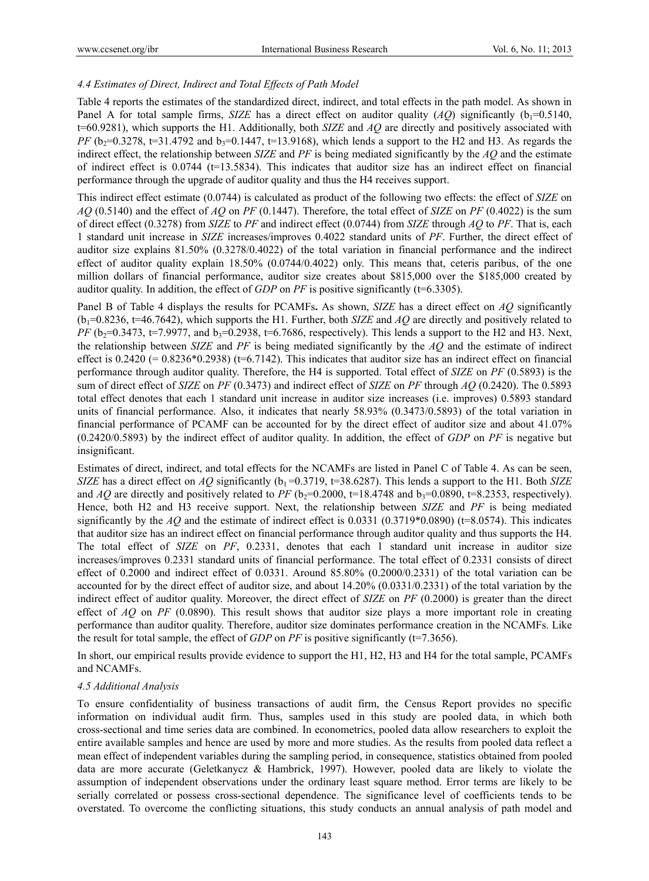### *4.4 Estimates of Direct, Indirect and Total Effects of Path Model*

Table 4 reports the estimates of the standardized direct, indirect, and total effects in the path model. As shown in Panel A for total sample firms, *SIZE* has a direct effect on auditor quality (*AQ*) significantly ($b_1$=0.5140, t=60.9281), which supports the H1. Additionally, both *SIZE* and *AQ* are directly and positively associated with *PF* ($b_2$=0.3278, t=31.4792 and $b_3$=0.1447, t=13.9168), which lends a support to the H2 and H3. As regards the indirect effect, the relationship between *SIZE* and *PF* is being mediated significantly by the *AQ* and the estimate of indirect effect is 0.0744 (t=13.5834). This indicates that auditor size has an indirect effect on financial performance through the upgrade of auditor quality and thus the H4 receives support.

This indirect effect estimate (0.0744) is calculated as product of the following two effects: the effect of *SIZE* on *AQ* (0.5140) and the effect of *AQ* on *PF* (0.1447). Therefore, the total effect of *SIZE* on *PF* (0.4022) is the sum of direct effect (0.3278) from *SIZE* to *PF* and indirect effect (0.0744) from *SIZE* through *AQ* to *PF*. That is, each 1 standard unit increase in *SIZE* increases/improves 0.4022 standard units of *PF*. Further, the direct effect of auditor size explains 81.50% (0.3278/0.4022) of the total variation in financial performance and the indirect effect of auditor quality explain 18.50% (0.0744/0.4022) only. This means that, ceteris paribus, of the one million dollars of financial performance, auditor size creates about $815,000 over the $185,000 created by auditor quality. In addition, the effect of *GDP* on *PF* is positive significantly (t=6.3305).

Panel B of Table 4 displays the results for PCAMFs**.** As shown, *SIZE* has a direct effect on *AQ* significantly ($b_1$=0.8236, t=46.7642), which supports the H1. Further, both *SIZE* and *AQ* are directly and positively related to *PF* ($b_2$=0.3473, t=7.9977, and $b_3$=0.2938, t=6.7686, respectively). This lends a support to the H2 and H3. Next, the relationship between *SIZE* and *PF* is being mediated significantly by the *AQ* and the estimate of indirect effect is 0.2420 (= 0.8236*0.2938) (t=6.7142). This indicates that auditor size has an indirect effect on financial performance through auditor quality. Therefore, the H4 is supported. Total effect of *SIZE* on *PF* (0.5893) is the sum of direct effect of *SIZE* on *PF* (0.3473) and indirect effect of *SIZE* on *PF* through *AQ* (0.2420). The 0.5893 total effect denotes that each 1 standard unit increase in auditor size increases (i.e. improves) 0.5893 standard units of financial performance. Also, it indicates that nearly 58.93% (0.3473/0.5893) of the total variation in financial performance of PCAMF can be accounted for by the direct effect of auditor size and about 41.07% (0.2420/0.5893) by the indirect effect of auditor quality. In addition, the effect of *GDP* on *PF* is negative but insignificant.

Estimates of direct, indirect, and total effects for the NCAMFs are listed in Panel C of Table 4. As can be seen, *SIZE* has a direct effect on *AQ* significantly ($b_1$ =0.3719, t=38.6287). This lends a support to the H1. Both *SIZE* and *AQ* are directly and positively related to *PF* ($b_2$=0.2000, t=18.4748 and $b_3$=0.0890, t=8.2353, respectively). Hence, both H2 and H3 receive support. Next, the relationship between *SIZE* and *PF* is being mediated significantly by the *AQ* and the estimate of indirect effect is 0.0331 (0.3719*0.0890) (t=8.0574). This indicates that auditor size has an indirect effect on financial performance through auditor quality and thus supports the H4. The total effect of *SIZE* on *PF*, 0.2331, denotes that each 1 standard unit increase in auditor size increases/improves 0.2331 standard units of financial performance. The total effect of 0.2331 consists of direct effect of 0.2000 and indirect effect of 0.0331. Around 85.80% (0.2000/0.2331) of the total variation can be accounted for by the direct effect of auditor size, and about 14.20% (0.0331/0.2331) of the total variation by the indirect effect of auditor quality. Moreover, the direct effect of *SIZE* on *PF* (0.2000) is greater than the direct effect of *AQ* on *PF* (0.0890). This result shows that auditor size plays a more important role in creating performance than auditor quality. Therefore, auditor size dominates performance creation in the NCAMFs. Like the result for total sample, the effect of *GDP* on *PF* is positive significantly (t=7.3656).

In short, our empirical results provide evidence to support the H1, H2, H3 and H4 for the total sample, PCAMFs and NCAMFs.

### *4.5 Additional Analysis*

To ensure confidentiality of business transactions of audit firm, the Census Report provides no specific information on individual audit firm. Thus, samples used in this study are pooled data, in which both cross-sectional and time series data are combined. In econometrics, pooled data allow researchers to exploit the entire available samples and hence are used by more and more studies. As the results from pooled data reflect a mean effect of independent variables during the sampling period, in consequence, statistics obtained from pooled data are more accurate (Geletkanycz & Hambrick, 1997). However, pooled data are likely to violate the assumption of independent observations under the ordinary least square method. Error terms are likely to be serially correlated or possess cross-sectional dependence. The significance level of coefficients tends to be overstated. To overcome the conflicting situations, this study conducts an annual analysis of path model and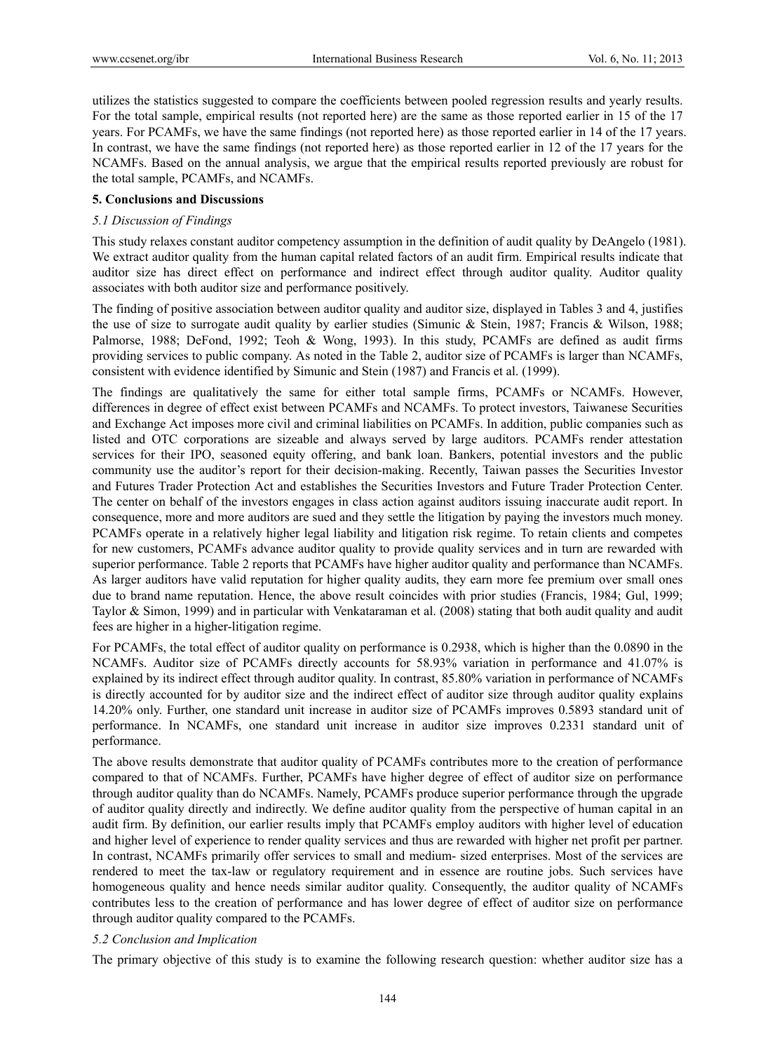utilizes the statistics suggested to compare the coefficients between pooled regression results and yearly results. For the total sample, empirical results (not reported here) are the same as those reported earlier in 15 of the 17 years. For PCAMFs, we have the same findings (not reported here) as those reported earlier in 14 of the 17 years. In contrast, we have the same findings (not reported here) as those reported earlier in 12 of the 17 years for the NCAMFs. Based on the annual analysis, we argue that the empirical results reported previously are robust for the total sample, PCAMFs, and NCAMFs.

## 5. Conclusions and Discussions

### *5.1 Discussion of Findings*

This study relaxes constant auditor competency assumption in the definition of audit quality by DeAngelo (1981). We extract auditor quality from the human capital related factors of an audit firm. Empirical results indicate that auditor size has direct effect on performance and indirect effect through auditor quality. Auditor quality associates with both auditor size and performance positively.

The finding of positive association between auditor quality and auditor size, displayed in Tables 3 and 4, justifies the use of size to surrogate audit quality by earlier studies (Simunic & Stein, 1987; Francis & Wilson, 1988; Palmorse, 1988; DeFond, 1992; Teoh & Wong, 1993). In this study, PCAMFs are defined as audit firms providing services to public company. As noted in the Table 2, auditor size of PCAMFs is larger than NCAMFs, consistent with evidence identified by Simunic and Stein (1987) and Francis et al. (1999).

The findings are qualitatively the same for either total sample firms, PCAMFs or NCAMFs. However, differences in degree of effect exist between PCAMFs and NCAMFs. To protect investors, Taiwanese Securities and Exchange Act imposes more civil and criminal liabilities on PCAMFs. In addition, public companies such as listed and OTC corporations are sizeable and always served by large auditors. PCAMFs render attestation services for their IPO, seasoned equity offering, and bank loan. Bankers, potential investors and the public community use the auditor's report for their decision-making. Recently, Taiwan passes the Securities Investor and Futures Trader Protection Act and establishes the Securities Investors and Future Trader Protection Center. The center on behalf of the investors engages in class action against auditors issuing inaccurate audit report. In consequence, more and more auditors are sued and they settle the litigation by paying the investors much money. PCAMFs operate in a relatively higher legal liability and litigation risk regime. To retain clients and competes for new customers, PCAMFs advance auditor quality to provide quality services and in turn are rewarded with superior performance. Table 2 reports that PCAMFs have higher auditor quality and performance than NCAMFs. As larger auditors have valid reputation for higher quality audits, they earn more fee premium over small ones due to brand name reputation. Hence, the above result coincides with prior studies (Francis, 1984; Gul, 1999; Taylor & Simon, 1999) and in particular with Venkataraman et al. (2008) stating that both audit quality and audit fees are higher in a higher-litigation regime.

For PCAMFs, the total effect of auditor quality on performance is 0.2938, which is higher than the 0.0890 in the NCAMFs. Auditor size of PCAMFs directly accounts for 58.93% variation in performance and 41.07% is explained by its indirect effect through auditor quality. In contrast, 85.80% variation in performance of NCAMFs is directly accounted for by auditor size and the indirect effect of auditor size through auditor quality explains 14.20% only. Further, one standard unit increase in auditor size of PCAMFs improves 0.5893 standard unit of performance. In NCAMFs, one standard unit increase in auditor size improves 0.2331 standard unit of performance.

The above results demonstrate that auditor quality of PCAMFs contributes more to the creation of performance compared to that of NCAMFs. Further, PCAMFs have higher degree of effect of auditor size on performance through auditor quality than do NCAMFs. Namely, PCAMFs produce superior performance through the upgrade of auditor quality directly and indirectly. We define auditor quality from the perspective of human capital in an audit firm. By definition, our earlier results imply that PCAMFs employ auditors with higher level of education and higher level of experience to render quality services and thus are rewarded with higher net profit per partner. In contrast, NCAMFs primarily offer services to small and medium- sized enterprises. Most of the services are rendered to meet the tax-law or regulatory requirement and in essence are routine jobs. Such services have homogeneous quality and hence needs similar auditor quality. Consequently, the auditor quality of NCAMFs contributes less to the creation of performance and has lower degree of effect of auditor size on performance through auditor quality compared to the PCAMFs.

### *5.2 Conclusion and Implication*

The primary objective of this study is to examine the following research question: whether auditor size has a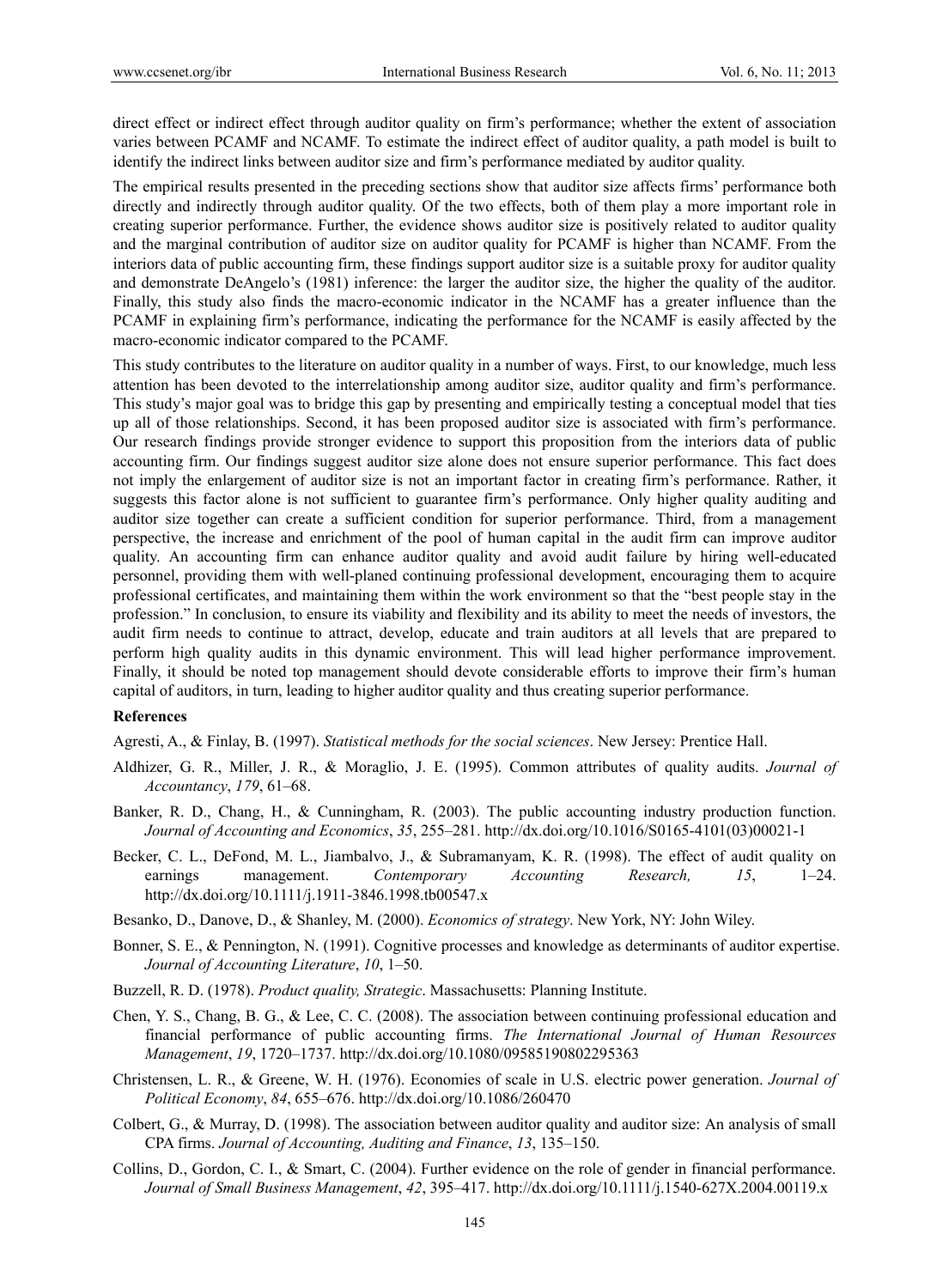direct effect or indirect effect through auditor quality on firm's performance; whether the extent of association varies between PCAMF and NCAMF. To estimate the indirect effect of auditor quality, a path model is built to identify the indirect links between auditor size and firm's performance mediated by auditor quality.

The empirical results presented in the preceding sections show that auditor size affects firms' performance both directly and indirectly through auditor quality. Of the two effects, both of them play a more important role in creating superior performance. Further, the evidence shows auditor size is positively related to auditor quality and the marginal contribution of auditor size on auditor quality for PCAMF is higher than NCAMF. From the interiors data of public accounting firm, these findings support auditor size is a suitable proxy for auditor quality and demonstrate DeAngelo's (1981) inference: the larger the auditor size, the higher the quality of the auditor. Finally, this study also finds the macro-economic indicator in the NCAMF has a greater influence than the PCAMF in explaining firm's performance, indicating the performance for the NCAMF is easily affected by the macro-economic indicator compared to the PCAMF.

This study contributes to the literature on auditor quality in a number of ways. First, to our knowledge, much less attention has been devoted to the interrelationship among auditor size, auditor quality and firm's performance. This study's major goal was to bridge this gap by presenting and empirically testing a conceptual model that ties up all of those relationships. Second, it has been proposed auditor size is associated with firm's performance. Our research findings provide stronger evidence to support this proposition from the interiors data of public accounting firm. Our findings suggest auditor size alone does not ensure superior performance. This fact does not imply the enlargement of auditor size is not an important factor in creating firm's performance. Rather, it suggests this factor alone is not sufficient to guarantee firm's performance. Only higher quality auditing and auditor size together can create a sufficient condition for superior performance. Third, from a management perspective, the increase and enrichment of the pool of human capital in the audit firm can improve auditor quality. An accounting firm can enhance auditor quality and avoid audit failure by hiring well-educated personnel, providing them with well-planed continuing professional development, encouraging them to acquire professional certificates, and maintaining them within the work environment so that the "best people stay in the profession." In conclusion, to ensure its viability and flexibility and its ability to meet the needs of investors, the audit firm needs to continue to attract, develop, educate and train auditors at all levels that are prepared to perform high quality audits in this dynamic environment. This will lead higher performance improvement. Finally, it should be noted top management should devote considerable efforts to improve their firm's human capital of auditors, in turn, leading to higher auditor quality and thus creating superior performance.

**References**

Agresti, A., & Finlay, B. (1997). *Statistical methods for the social sciences*. New Jersey: Prentice Hall.

Aldhizer, G. R., Miller, J. R., & Moraglio, J. E. (1995). Common attributes of quality audits. *Journal of Accountancy*, *179*, 61–68.

Banker, R. D., Chang, H., & Cunningham, R. (2003). The public accounting industry production function. *Journal of Accounting and Economics*, *35*, 255–281. http://dx.doi.org/10.1016/S0165-4101(03)00021-1

Becker, C. L., DeFond, M. L., Jiambalvo, J., & Subramanyam, K. R. (1998). The effect of audit quality on earnings management. *Contemporary Accounting Research, 15*, 1–24. http://dx.doi.org/10.1111/j.1911-3846.1998.tb00547.x

Besanko, D., Danove, D., & Shanley, M. (2000). *Economics of strategy*. New York, NY: John Wiley.

Bonner, S. E., & Pennington, N. (1991). Cognitive processes and knowledge as determinants of auditor expertise. *Journal of Accounting Literature*, *10*, 1–50.

Buzzell, R. D. (1978). *Product quality, Strategic*. Massachusetts: Planning Institute.

Chen, Y. S., Chang, B. G., & Lee, C. C. (2008). The association between continuing professional education and financial performance of public accounting firms. *The International Journal of Human Resources Management*, *19*, 1720–1737. http://dx.doi.org/10.1080/09585190802295363

Christensen, L. R., & Greene, W. H. (1976). Economies of scale in U.S. electric power generation. *Journal of Political Economy*, *84*, 655–676. http://dx.doi.org/10.1086/260470

Colbert, G., & Murray, D. (1998). The association between auditor quality and auditor size: An analysis of small CPA firms. *Journal of Accounting, Auditing and Finance*, *13*, 135–150.

Collins, D., Gordon, C. I., & Smart, C. (2004). Further evidence on the role of gender in financial performance. *Journal of Small Business Management*, *42*, 395–417. http://dx.doi.org/10.1111/j.1540-627X.2004.00119.x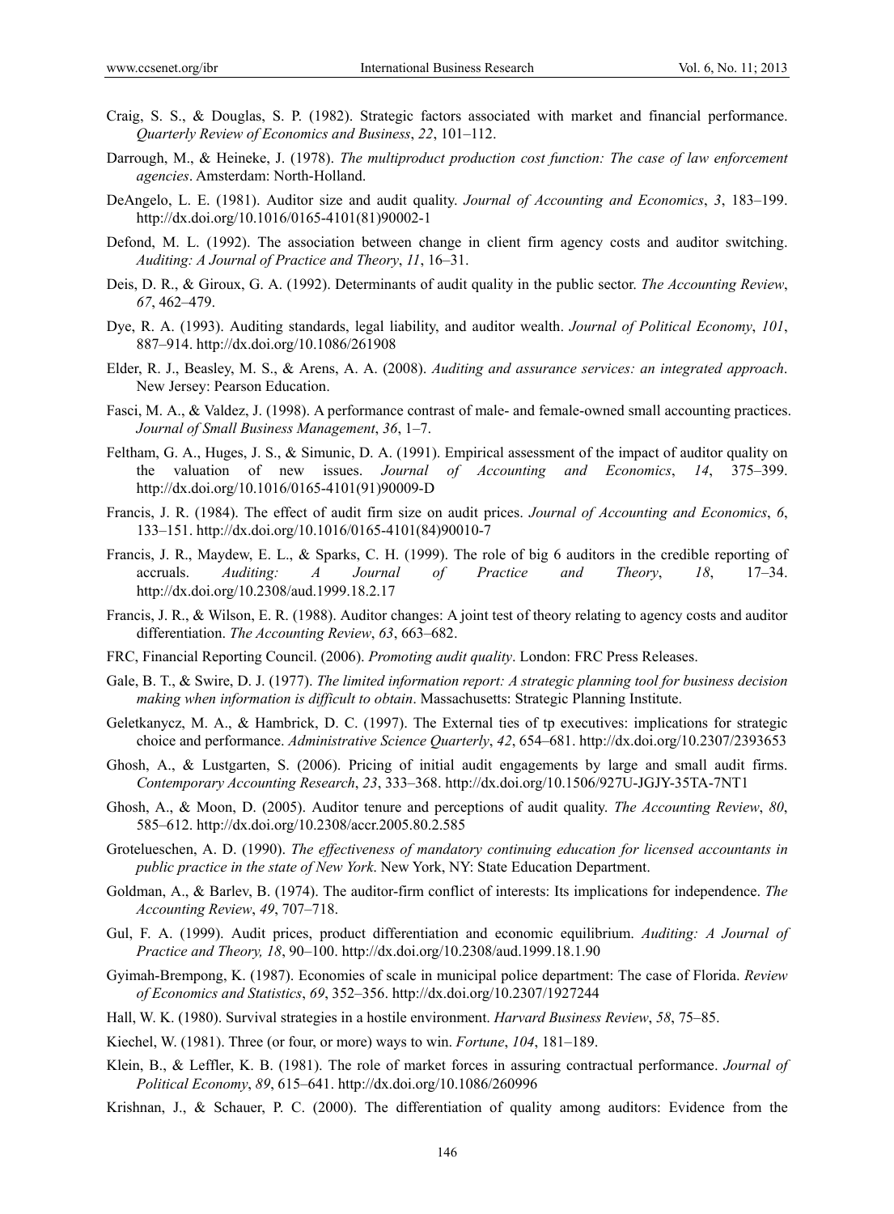Craig, S. S., & Douglas, S. P. (1982). Strategic factors associated with market and financial performance. *Quarterly Review of Economics and Business*, *22*, 101–112.

Darrough, M., & Heineke, J. (1978). *The multiproduct production cost function: The case of law enforcement agencies*. Amsterdam: North-Holland.

DeAngelo, L. E. (1981). Auditor size and audit quality. *Journal of Accounting and Economics*, *3*, 183–199. http://dx.doi.org/10.1016/0165-4101(81)90002-1

Defond, M. L. (1992). The association between change in client firm agency costs and auditor switching. *Auditing: A Journal of Practice and Theory*, *11*, 16–31.

Deis, D. R., & Giroux, G. A. (1992). Determinants of audit quality in the public sector. *The Accounting Review*, *67*, 462–479.

Dye, R. A. (1993). Auditing standards, legal liability, and auditor wealth. *Journal of Political Economy*, *101*, 887–914. http://dx.doi.org/10.1086/261908

Elder, R. J., Beasley, M. S., & Arens, A. A. (2008). *Auditing and assurance services: an integrated approach*. New Jersey: Pearson Education.

Fasci, M. A., & Valdez, J. (1998). A performance contrast of male- and female-owned small accounting practices. *Journal of Small Business Management*, *36*, 1–7.

Feltham, G. A., Huges, J. S., & Simunic, D. A. (1991). Empirical assessment of the impact of auditor quality on the valuation of new issues. *Journal of Accounting and Economics*, *14*, 375–399. http://dx.doi.org/10.1016/0165-4101(91)90009-D

Francis, J. R. (1984). The effect of audit firm size on audit prices. *Journal of Accounting and Economics*, *6*, 133–151. http://dx.doi.org/10.1016/0165-4101(84)90010-7

Francis, J. R., Maydew, E. L., & Sparks, C. H. (1999). The role of big 6 auditors in the credible reporting of accruals. *Auditing: A Journal of Practice and Theory*, *18*, 17–34. http://dx.doi.org/10.2308/aud.1999.18.2.17

Francis, J. R., & Wilson, E. R. (1988). Auditor changes: A joint test of theory relating to agency costs and auditor differentiation. *The Accounting Review*, *63*, 663–682.

FRC, Financial Reporting Council. (2006). *Promoting audit quality*. London: FRC Press Releases.

Gale, B. T., & Swire, D. J. (1977). *The limited information report: A strategic planning tool for business decision making when information is difficult to obtain*. Massachusetts: Strategic Planning Institute.

Geletkanycz, M. A., & Hambrick, D. C. (1997). The External ties of tp executives: implications for strategic choice and performance. *Administrative Science Quarterly*, *42*, 654–681. http://dx.doi.org/10.2307/2393653

Ghosh, A., & Lustgarten, S. (2006). Pricing of initial audit engagements by large and small audit firms. *Contemporary Accounting Research*, *23*, 333–368. http://dx.doi.org/10.1506/927U-JGJY-35TA-7NT1

Ghosh, A., & Moon, D. (2005). Auditor tenure and perceptions of audit quality. *The Accounting Review*, *80*, 585–612. http://dx.doi.org/10.2308/accr.2005.80.2.585

Grotelueschen, A. D. (1990). *The effectiveness of mandatory continuing education for licensed accountants in public practice in the state of New York*. New York, NY: State Education Department.

Goldman, A., & Barlev, B. (1974). The auditor-firm conflict of interests: Its implications for independence. *The Accounting Review*, *49*, 707–718.

Gul, F. A. (1999). Audit prices, product differentiation and economic equilibrium. *Auditing: A Journal of Practice and Theory, 18*, 90–100. http://dx.doi.org/10.2308/aud.1999.18.1.90

Gyimah-Brempong, K. (1987). Economies of scale in municipal police department: The case of Florida. *Review of Economics and Statistics*, *69*, 352–356. http://dx.doi.org/10.2307/1927244

Hall, W. K. (1980). Survival strategies in a hostile environment. *Harvard Business Review*, *58*, 75–85.

Kiechel, W. (1981). Three (or four, or more) ways to win. *Fortune*, *104*, 181–189.

Klein, B., & Leffler, K. B. (1981). The role of market forces in assuring contractual performance. *Journal of Political Economy*, *89*, 615–641. http://dx.doi.org/10.1086/260996

Krishnan, J., & Schauer, P. C. (2000). The differentiation of quality among auditors: Evidence from the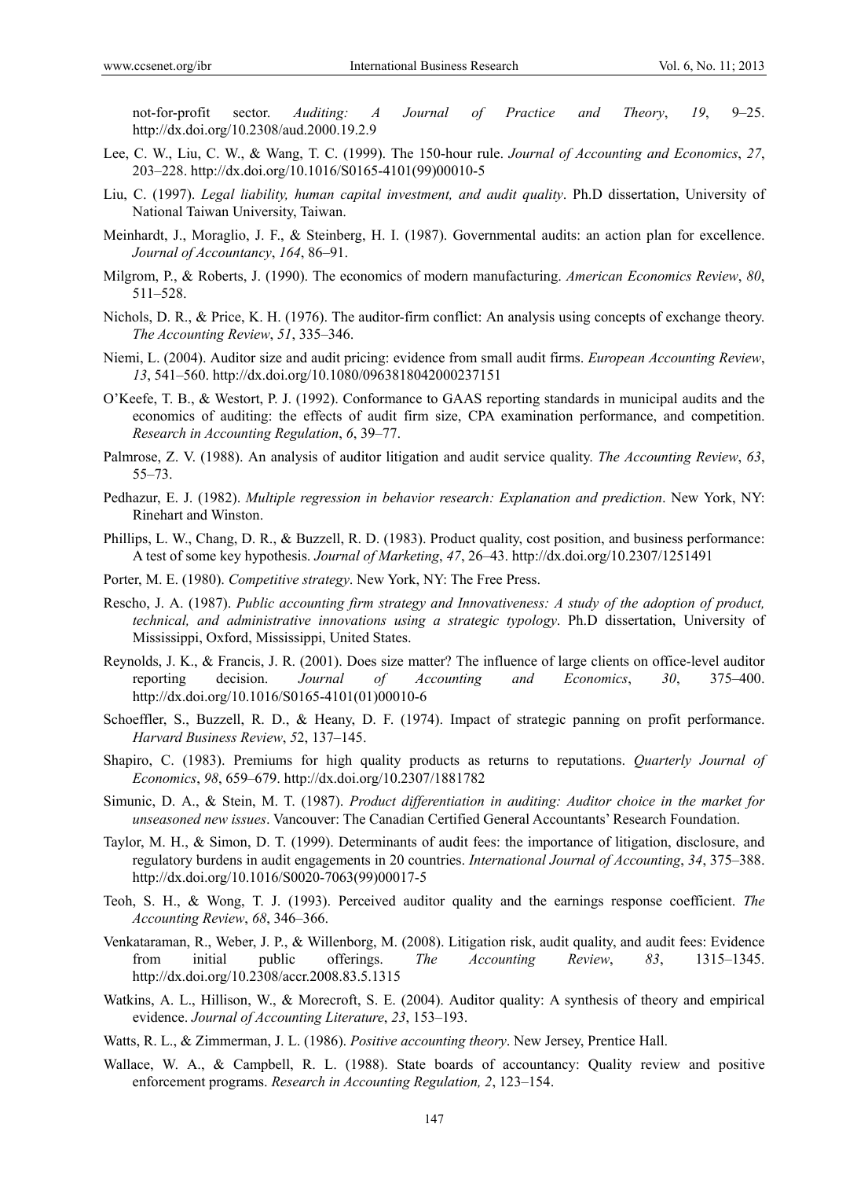not-for-profit sector. *Auditing: A Journal of Practice and Theory*, *19*, 9–25. http://dx.doi.org/10.2308/aud.2000.19.2.9

Lee, C. W., Liu, C. W., & Wang, T. C. (1999). The 150-hour rule. *Journal of Accounting and Economics*, *27*, 203–228. http://dx.doi.org/10.1016/S0165-4101(99)00010-5

Liu, C. (1997). *Legal liability, human capital investment, and audit quality*. Ph.D dissertation, University of National Taiwan University, Taiwan.

Meinhardt, J., Moraglio, J. F., & Steinberg, H. I. (1987). Governmental audits: an action plan for excellence. *Journal of Accountancy*, *164*, 86–91.

Milgrom, P., & Roberts, J. (1990). The economics of modern manufacturing. *American Economics Review*, *80*, 511–528.

Nichols, D. R., & Price, K. H. (1976). The auditor-firm conflict: An analysis using concepts of exchange theory. *The Accounting Review*, *51*, 335–346.

Niemi, L. (2004). Auditor size and audit pricing: evidence from small audit firms. *European Accounting Review*, *13*, 541–560. http://dx.doi.org/10.1080/0963818042000237151

O'Keefe, T. B., & Westort, P. J. (1992). Conformance to GAAS reporting standards in municipal audits and the economics of auditing: the effects of audit firm size, CPA examination performance, and competition. *Research in Accounting Regulation*, *6*, 39–77.

Palmrose, Z. V. (1988). An analysis of auditor litigation and audit service quality. *The Accounting Review*, *63*, 55–73.

Pedhazur, E. J. (1982). *Multiple regression in behavior research: Explanation and prediction*. New York, NY: Rinehart and Winston.

Phillips, L. W., Chang, D. R., & Buzzell, R. D. (1983). Product quality, cost position, and business performance: A test of some key hypothesis. *Journal of Marketing*, *47*, 26–43. http://dx.doi.org/10.2307/1251491

Porter, M. E. (1980). *Competitive strategy*. New York, NY: The Free Press.

Rescho, J. A. (1987). *Public accounting firm strategy and Innovativeness: A study of the adoption of product, technical, and administrative innovations using a strategic typology*. Ph.D dissertation, University of Mississippi, Oxford, Mississippi, United States.

Reynolds, J. K., & Francis, J. R. (2001). Does size matter? The influence of large clients on office-level auditor reporting decision. *Journal of Accounting and Economics*, *30*, 375–400. http://dx.doi.org/10.1016/S0165-4101(01)00010-6

Schoeffler, S., Buzzell, R. D., & Heany, D. F. (1974). Impact of strategic panning on profit performance. *Harvard Business Review*, *52*, 137–145.

Shapiro, C. (1983). Premiums for high quality products as returns to reputations. *Quarterly Journal of Economics*, *98*, 659–679. http://dx.doi.org/10.2307/1881782

Simunic, D. A., & Stein, M. T. (1987). *Product differentiation in auditing: Auditor choice in the market for unseasoned new issues*. Vancouver: The Canadian Certified General Accountants' Research Foundation.

Taylor, M. H., & Simon, D. T. (1999). Determinants of audit fees: the importance of litigation, disclosure, and regulatory burdens in audit engagements in 20 countries. *International Journal of Accounting*, *34*, 375–388. http://dx.doi.org/10.1016/S0020-7063(99)00017-5

Teoh, S. H., & Wong, T. J. (1993). Perceived auditor quality and the earnings response coefficient. *The Accounting Review*, *68*, 346–366.

Venkataraman, R., Weber, J. P., & Willenborg, M. (2008). Litigation risk, audit quality, and audit fees: Evidence from initial public offerings. *The Accounting Review*, *83*, 1315–1345. http://dx.doi.org/10.2308/accr.2008.83.5.1315

Watkins, A. L., Hillison, W., & Morecroft, S. E. (2004). Auditor quality: A synthesis of theory and empirical evidence. *Journal of Accounting Literature*, *23*, 153–193.

Watts, R. L., & Zimmerman, J. L. (1986). *Positive accounting theory*. New Jersey, Prentice Hall.

Wallace, W. A., & Campbell, R. L. (1988). State boards of accountancy: Quality review and positive enforcement programs. *Research in Accounting Regulation, 2*, 123–154.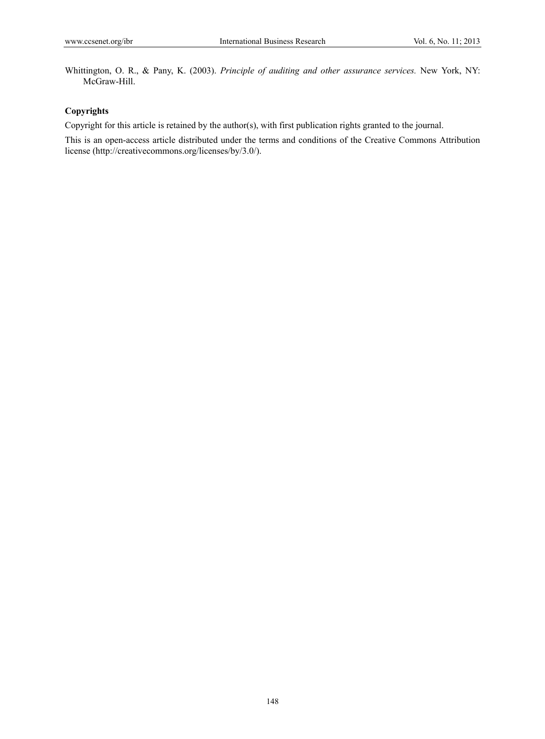Whittington, O. R., & Pany, K. (2003). *Principle of auditing and other assurance services.* New York, NY: McGraw-Hill.

## Copyrights

Copyright for this article is retained by the author(s), with first publication rights granted to the journal.

This is an open-access article distributed under the terms and conditions of the Creative Commons Attribution license (http://creativecommons.org/licenses/by/3.0/).